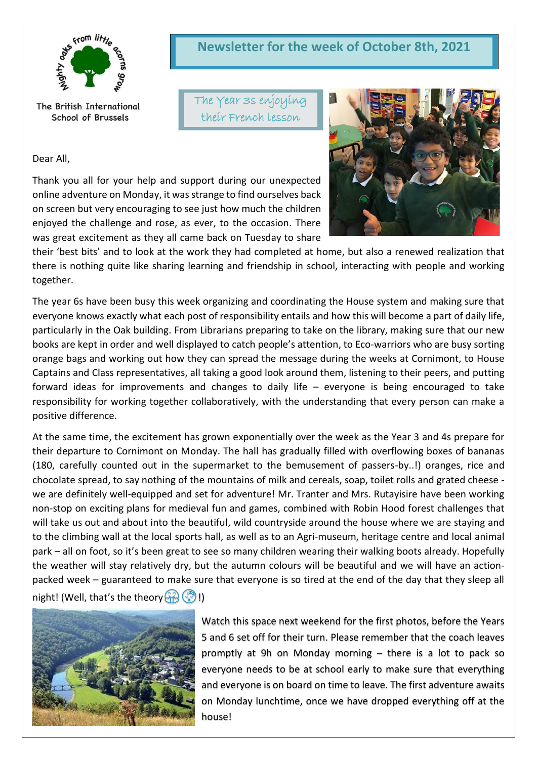The British International School of Brussels

# Newsletter for the week of October 8th, 2021

The Year 3s enjoying their French lesson

Dear All,

Thank you all for your help and support during our unexpected online adventure on Monday, it was strange to find ourselves back on screen but very encouraging to see just how much the children enjoyed the challenge and rose, as ever, to the occasion. There was great excitement as they all came back on Tuesday to share their 'best bits' and to look at the work they had completed at home, but also a renewed realization that there is nothing quite like sharing learning and friendship in school, interacting with people and working together.

The year 6s have been busy this week organizing and coordinating the House system and making sure that everyone knows exactly what each post of responsibility entails and how this will become a part of daily life, particularly in the Oak building. From Librarians preparing to take on the library, making sure that our new books are kept in order and well displayed to catch people's attention, to Eco-warriors who are busy sorting orange bags and working out how they can spread the message during the weeks at Cornimont, to House Captains and Class representatives, all taking a good look around them, listening to their peers, and putting forward ideas for improvements and changes to daily life – everyone is being encouraged to take responsibility for working together collaboratively, with the understanding that every person can make a positive difference.

At the same time, the excitement has grown exponentially over the week as the Year 3 and 4s prepare for their departure to Cornimont on Monday. The hall has gradually filled with overflowing boxes of bananas (180, carefully counted out in the supermarket to the bemusement of passers-by..!) oranges, rice and chocolate spread, to say nothing of the mountains of milk and cereals, soap, toilet rolls and grated cheese - we are definitely well-equipped and set for adventure! Mr. Tranter and Mrs. Rutayisire have been working non-stop on exciting plans for medieval fun and games, combined with Robin Hood forest challenges that will take us out and about into the beautiful, wild countryside around the house where we are staying and to the climbing wall at the local sports hall, as well as to an Agri-museum, heritage centre and local animal park – all on foot, so it's been great to see so many children wearing their walking boots already. Hopefully the weather will stay relatively dry, but the autumn colours will be beautiful and we will have an action-packed week – guaranteed to make sure that everyone is so tired at the end of the day that they sleep all night! (Well, that's the theory 😂 😵!)

Watch this space next weekend for the first photos, before the Years 5 and 6 set off for their turn. Please remember that the coach leaves promptly at 9h on Monday morning – there is a lot to pack so everyone needs to be at school early to make sure that everything and everyone is on board on time to leave. The first adventure awaits on Monday lunchtime, once we have dropped everything off at the house!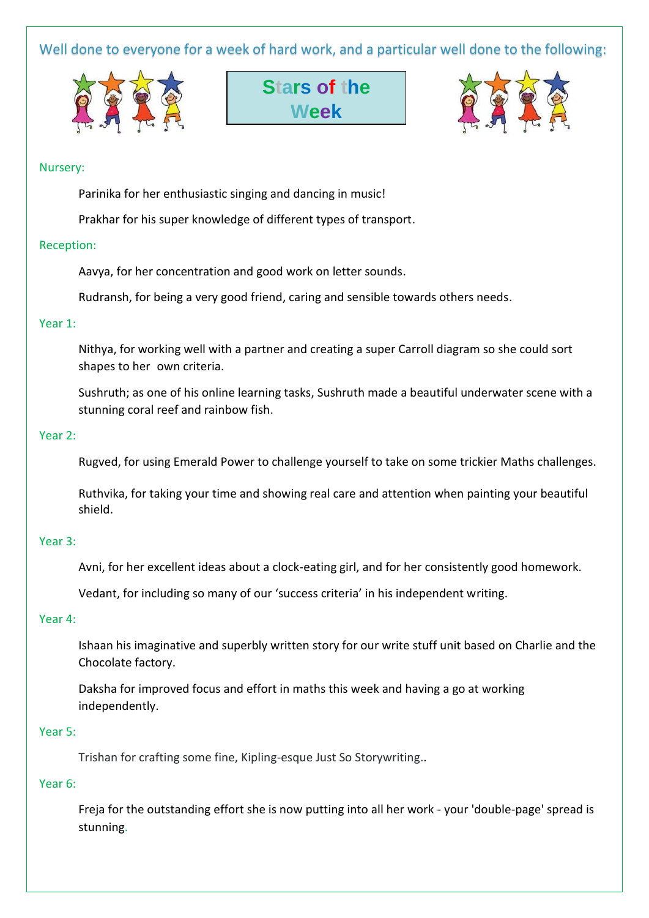Well done to everyone for a week of hard work, and a particular well done to the following:

# Stars of the Week

### Nursery:

Parinika for her enthusiastic singing and dancing in music!

Prakhar for his super knowledge of different types of transport.

### Reception:

Aavya, for her concentration and good work on letter sounds.

Rudransh, for being a very good friend, caring and sensible towards others needs.

### Year 1:

Nithya, for working well with a partner and creating a super Carroll diagram so she could sort shapes to her own criteria.

Sushruth; as one of his online learning tasks, Sushruth made a beautiful underwater scene with a stunning coral reef and rainbow fish.

### Year 2:

Rugved, for using Emerald Power to challenge yourself to take on some trickier Maths challenges.

Ruthvika, for taking your time and showing real care and attention when painting your beautiful shield.

### Year 3:

Avni, for her excellent ideas about a clock-eating girl, and for her consistently good homework.

Vedant, for including so many of our 'success criteria' in his independent writing.

### Year 4:

Ishaan his imaginative and superbly written story for our write stuff unit based on Charlie and the Chocolate factory.

Daksha for improved focus and effort in maths this week and having a go at working independently.

### Year 5:

Trishan for crafting some fine, Kipling-esque Just So Storywriting..

### Year 6:

Freja for the outstanding effort she is now putting into all her work - your 'double-page' spread is stunning.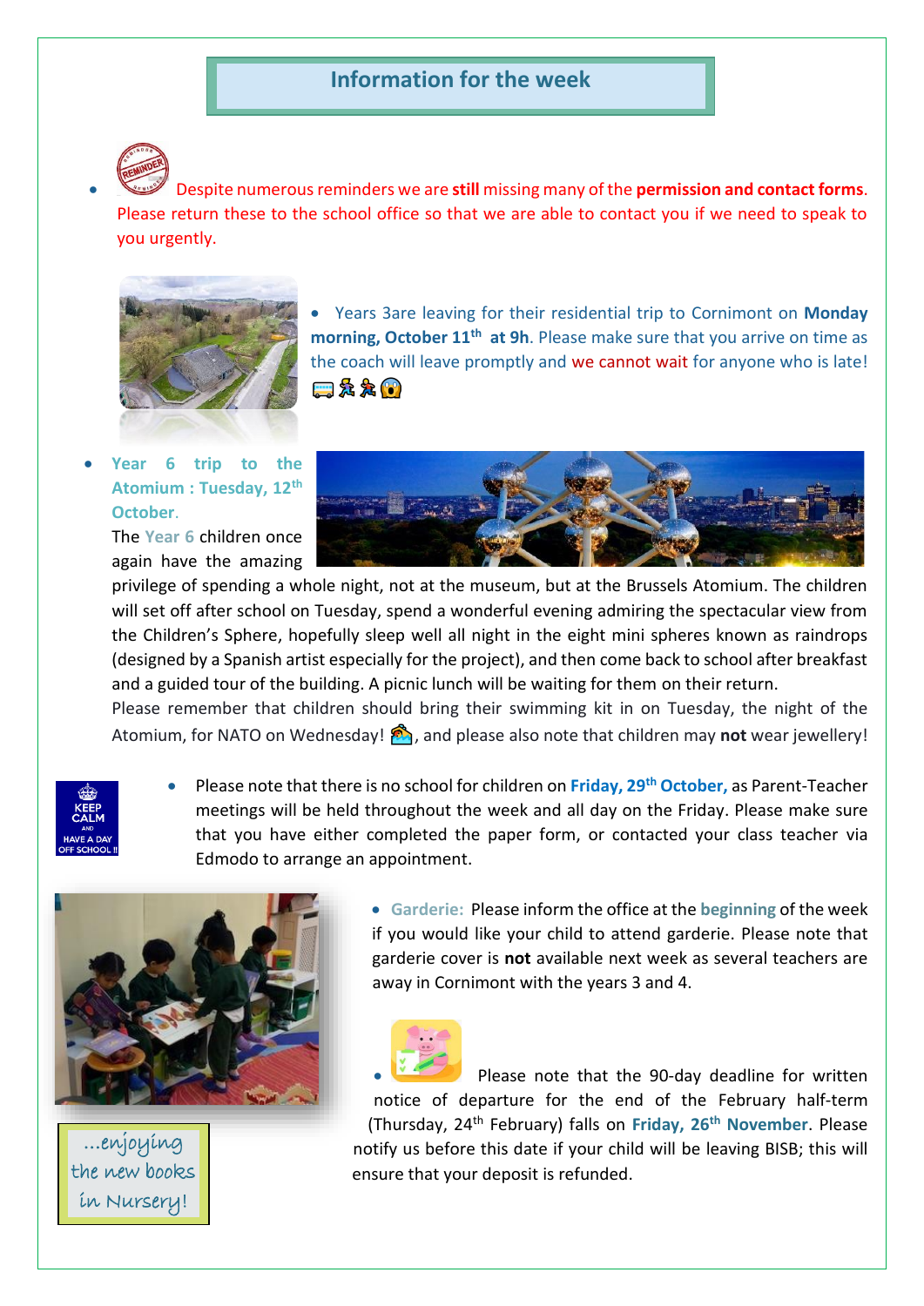## Information for the week

- Despite numerous reminders we are **still** missing many of the **permission and contact forms**. Please return these to the school office so that we are able to contact you if we need to speak to you urgently.

- Years 3are leaving for their residential trip to Cornimont on **Monday morning, October 11th at 9h**. Please make sure that you arrive on time as the coach will leave promptly and we cannot wait for anyone who is late! 🚌🏃🏃😱

- **Year 6 trip to the Atomium : Tuesday, 12th October.**
  The Year 6 children once again have the amazing privilege of spending a whole night, not at the museum, but at the Brussels Atomium. The children will set off after school on Tuesday, spend a wonderful evening admiring the spectacular view from the Children's Sphere, hopefully sleep well all night in the eight mini spheres known as raindrops (designed by a Spanish artist especially for the project), and then come back to school after breakfast and a guided tour of the building. A picnic lunch will be waiting for them on their return.
  Please remember that children should bring their swimming kit in on Tuesday, the night of the Atomium, for NATO on Wednesday! 🏊, and please also note that children may **not** wear jewellery!

KEEP CALM AND HAVE A DAY OFF SCHOOL !!

- Please note that there is no school for children on **Friday, 29th October,** as Parent-Teacher meetings will be held throughout the week and all day on the Friday. Please make sure that you have either completed the paper form, or contacted your class teacher via Edmodo to arrange an appointment.

- **Garderie:** Please inform the office at the **beginning** of the week if you would like your child to attend garderie. Please note that garderie cover is **not** available next week as several teachers are away in Cornimont with the years 3 and 4.

- Please note that the 90-day deadline for written notice of departure for the end of the February half-term (Thursday, 24th February) falls on **Friday, 26th November**. Please notify us before this date if your child will be leaving BISB; this will ensure that your deposit is refunded.

...enjoying the new books in Nursery!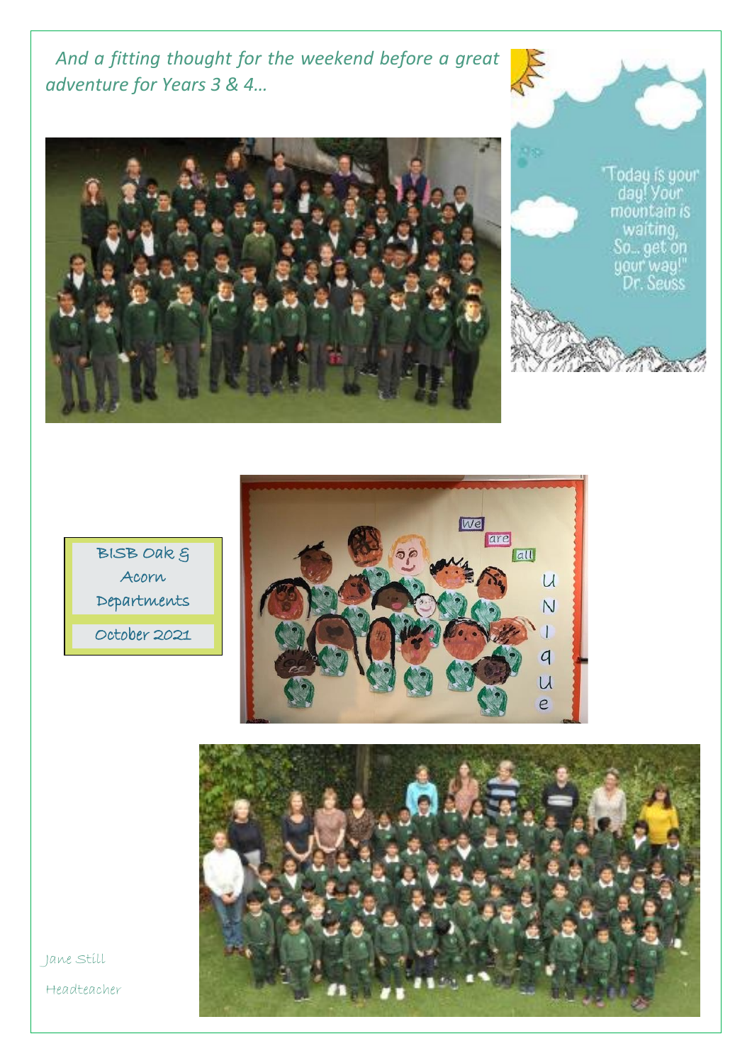*And a fitting thought for the weekend before a great adventure for Years 3 & 4…*

"Today is your day! Your mountain is waiting, So… get on your way!" Dr. Seuss

BISB Oak & Acorn Departments

October 2021

We are all UNIque

Jane Still

Headteacher